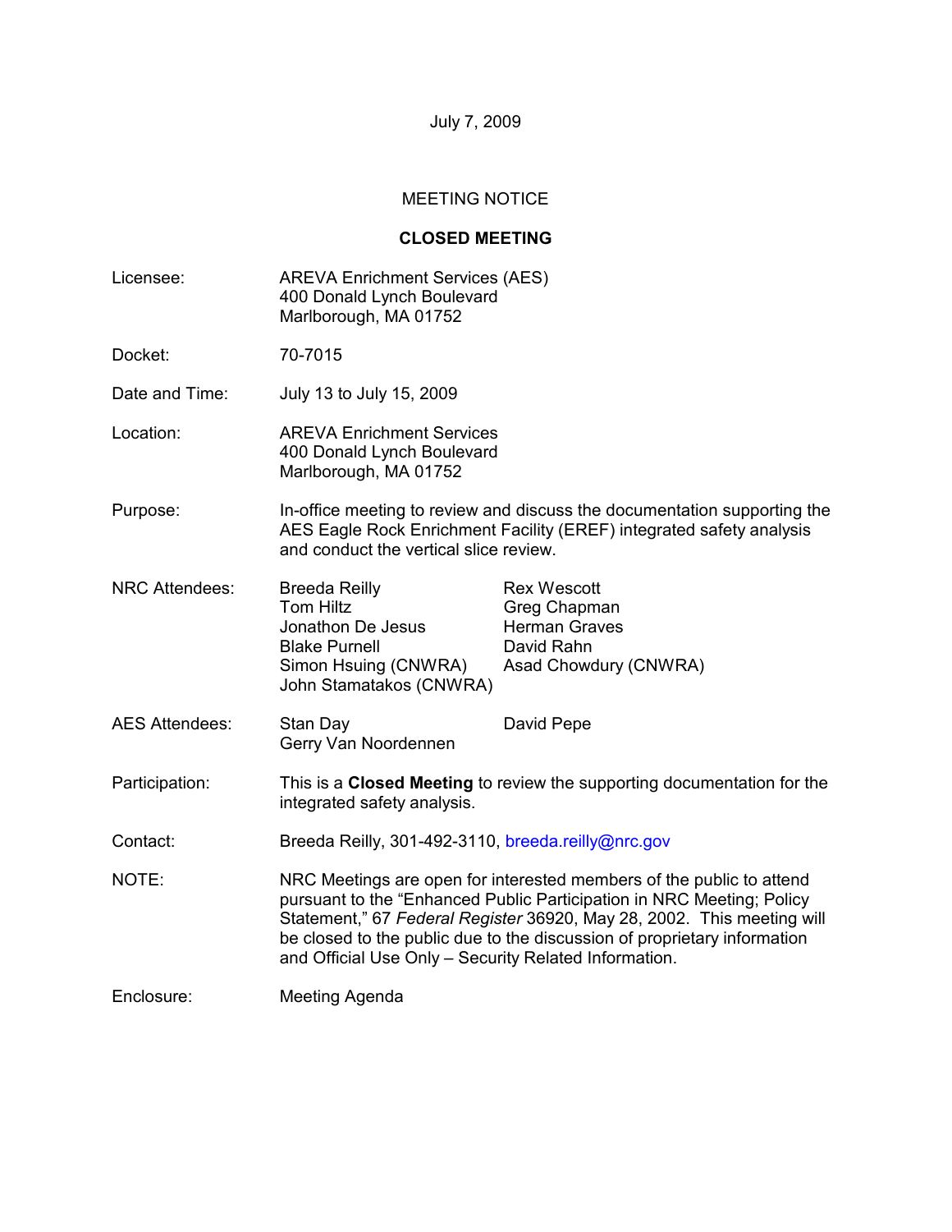July 7, 2009

MEETING NOTICE

**CLOSED MEETING**

Licensee: AREVA Enrichment Services (AES)
400 Donald Lynch Boulevard
Marlborough, MA 01752

Docket: 70-7015

Date and Time: July 13 to July 15, 2009

Location: AREVA Enrichment Services
400 Donald Lynch Boulevard
Marlborough, MA 01752

Purpose: In-office meeting to review and discuss the documentation supporting the AES Eagle Rock Enrichment Facility (EREF) integrated safety analysis and conduct the vertical slice review.

NRC Attendees:

| | |
|---|---|
| Breeda Reilly | Rex Wescott |
| Tom Hiltz | Greg Chapman |
| Jonathon De Jesus | Herman Graves |
| Blake Purnell | David Rahn |
| Simon Hsuing (CNWRA) | Asad Chowdury (CNWRA) |
| John Stamatakos (CNWRA) | |

AES Attendees:

| | |
|---|---|
| Stan Day | David Pepe |
| Gerry Van Noordennen | |

Participation: This is a **Closed Meeting** to review the supporting documentation for the integrated safety analysis.

Contact: Breeda Reilly, 301-492-3110, breeda.reilly@nrc.gov

NOTE: NRC Meetings are open for interested members of the public to attend pursuant to the "Enhanced Public Participation in NRC Meeting; Policy Statement," 67 *Federal Register* 36920, May 28, 2002. This meeting will be closed to the public due to the discussion of proprietary information and Official Use Only – Security Related Information.

Enclosure: Meeting Agenda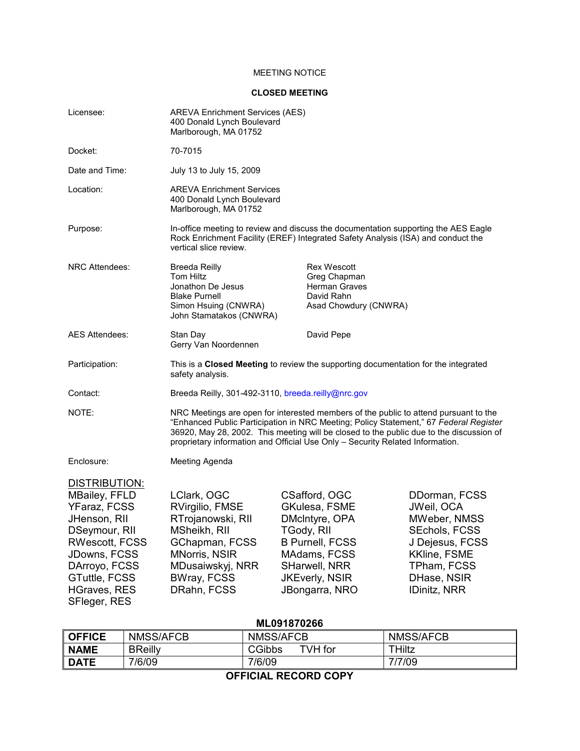MEETING NOTICE

**CLOSED MEETING**

| | |
|---|---|
| Licensee: | AREVA Enrichment Services (AES)<br>400 Donald Lynch Boulevard<br>Marlborough, MA 01752 |
| Docket: | 70-7015 |
| Date and Time: | July 13 to July 15, 2009 |
| Location: | AREVA Enrichment Services<br>400 Donald Lynch Boulevard<br>Marlborough, MA 01752 |
| Purpose: | In-office meeting to review and discuss the documentation supporting the AES Eagle Rock Enrichment Facility (EREF) Integrated Safety Analysis (ISA) and conduct the vertical slice review. |
| NRC Attendees: | Breeda Reilly<br>Tom Hiltz<br>Jonathon De Jesus<br>Blake Purnell<br>Simon Hsuing (CNWRA)<br>John Stamatakos (CNWRA)<br>Rex Wescott<br>Greg Chapman<br>Herman Graves<br>David Rahn<br>Asad Chowdury (CNWRA) |
| AES Attendees: | Stan Day<br>Gerry Van Noordennen<br>David Pepe |
| Participation: | This is a **Closed Meeting** to review the supporting documentation for the integrated safety analysis. |
| Contact: | Breeda Reilly, 301-492-3110, breeda.reilly@nrc.gov |
| NOTE: | NRC Meetings are open for interested members of the public to attend pursuant to the "Enhanced Public Participation in NRC Meeting; Policy Statement," 67 *Federal Register* 36920, May 28, 2002. This meeting will be closed to the public due to the discussion of proprietary information and Official Use Only – Security Related Information. |
| Enclosure: | Meeting Agenda |

DISTRIBUTION:

| | | | |
|---|---|---|---|
| MBailey, FFLD | LClark, OGC | CSafford, OGC | DDorman, FCSS |
| YFaraz, FCSS | RVirgilio, FMSE | GKulesa, FSME | JWeil, OCA |
| JHenson, RII | RTrojanowski, RII | DMcIntyre, OPA | MWeber, NMSS |
| DSeymour, RII | MSheikh, RII | TGody, RII | SEchols, FCSS |
| RWescott, FCSS | GChapman, FCSS | B Purnell, FCSS | J Dejesus, FCSS |
| JDowns, FCSS | MNorris, NSIR | MAdams, FCSS | KKline, FSME |
| DArroyo, FCSS | MDusaiwskyj, NRR | SHarwell, NRR | TPham, FCSS |
| GTuttle, FCSS | BWray, FCSS | JKEverly, NSIR | DHase, NSIR |
| HGraves, RES | DRahn, FCSS | JBongarra, NRO | IDinitz, NRR |
| SFleger, RES | | | |

**ML091870266**

| OFFICE | NMSS/AFCB | NMSS/AFCB | NMSS/AFCB |
|---|---|---|---|
| NAME | BReilly | CGibbs TVH for | THiltz |
| DATE | 7/6/09 | 7/6/09 | 7/7/09 |

**OFFICIAL RECORD COPY**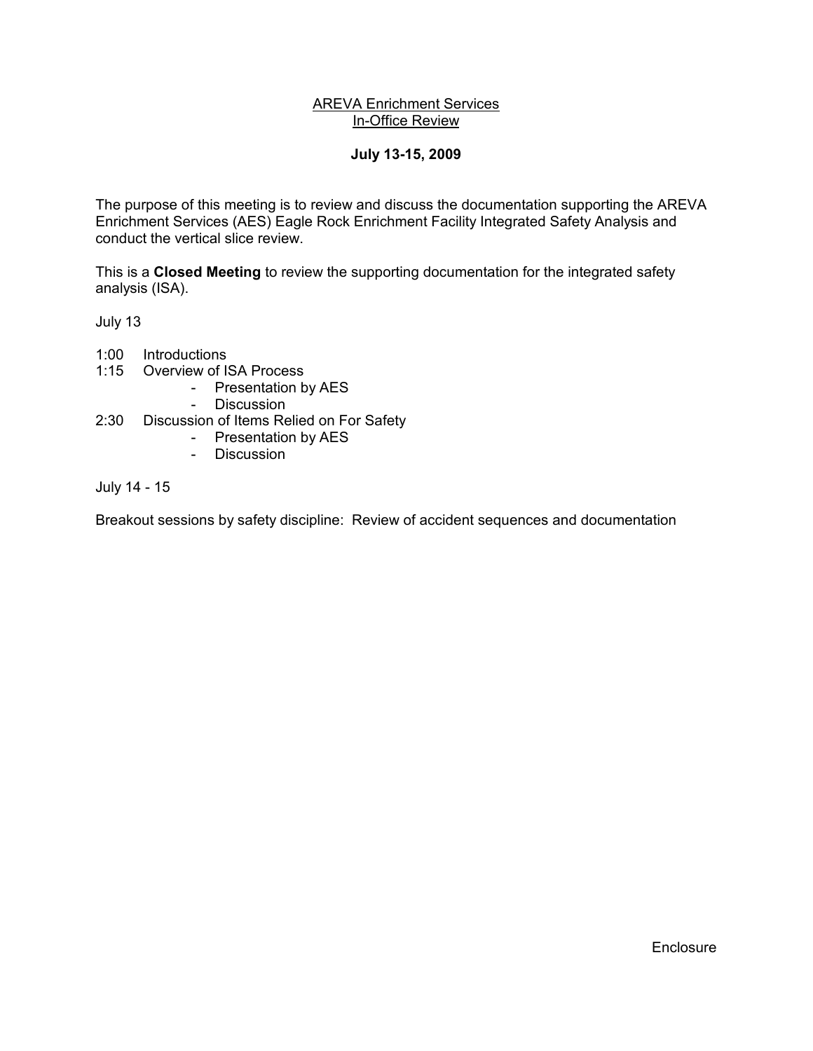AREVA Enrichment Services
In-Office Review

**July 13-15, 2009**

The purpose of this meeting is to review and discuss the documentation supporting the AREVA Enrichment Services (AES) Eagle Rock Enrichment Facility Integrated Safety Analysis and conduct the vertical slice review.

This is a **Closed Meeting** to review the supporting documentation for the integrated safety analysis (ISA).

July 13

1:00 Introductions

1:15 Overview of ISA Process
- Presentation by AES
- Discussion

2:30 Discussion of Items Relied on For Safety
- Presentation by AES
- Discussion

July 14 - 15

Breakout sessions by safety discipline: Review of accident sequences and documentation

Enclosure